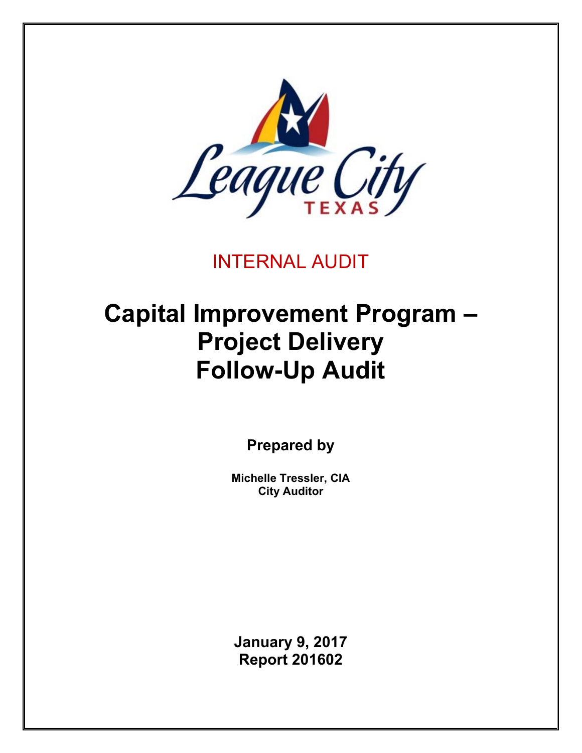League City TEXAS

INTERNAL AUDIT

# Capital Improvement Program – Project Delivery Follow-Up Audit

**Prepared by**

**Michelle Tressler, CIA**
**City Auditor**

**January 9, 2017**
**Report 201602**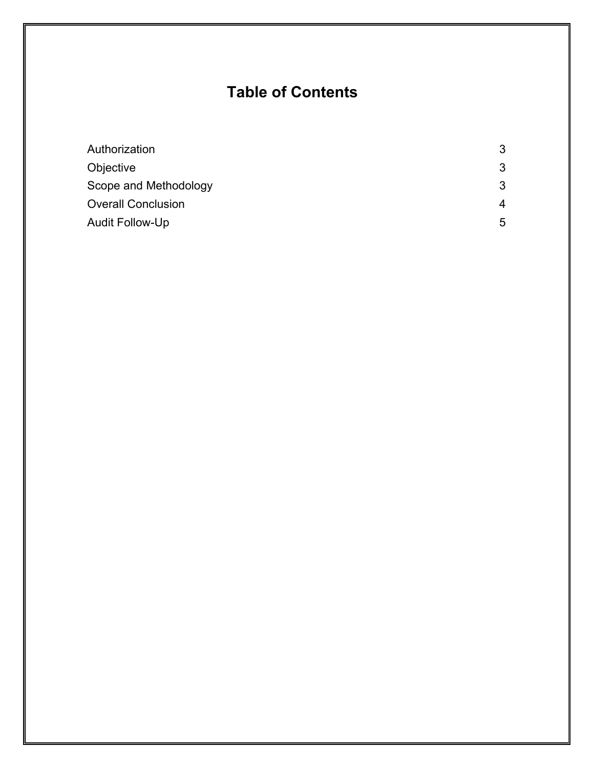# Table of Contents

| | |
|---|---|
| Authorization | 3 |
| Objective | 3 |
| Scope and Methodology | 3 |
| Overall Conclusion | 4 |
| Audit Follow-Up | 5 |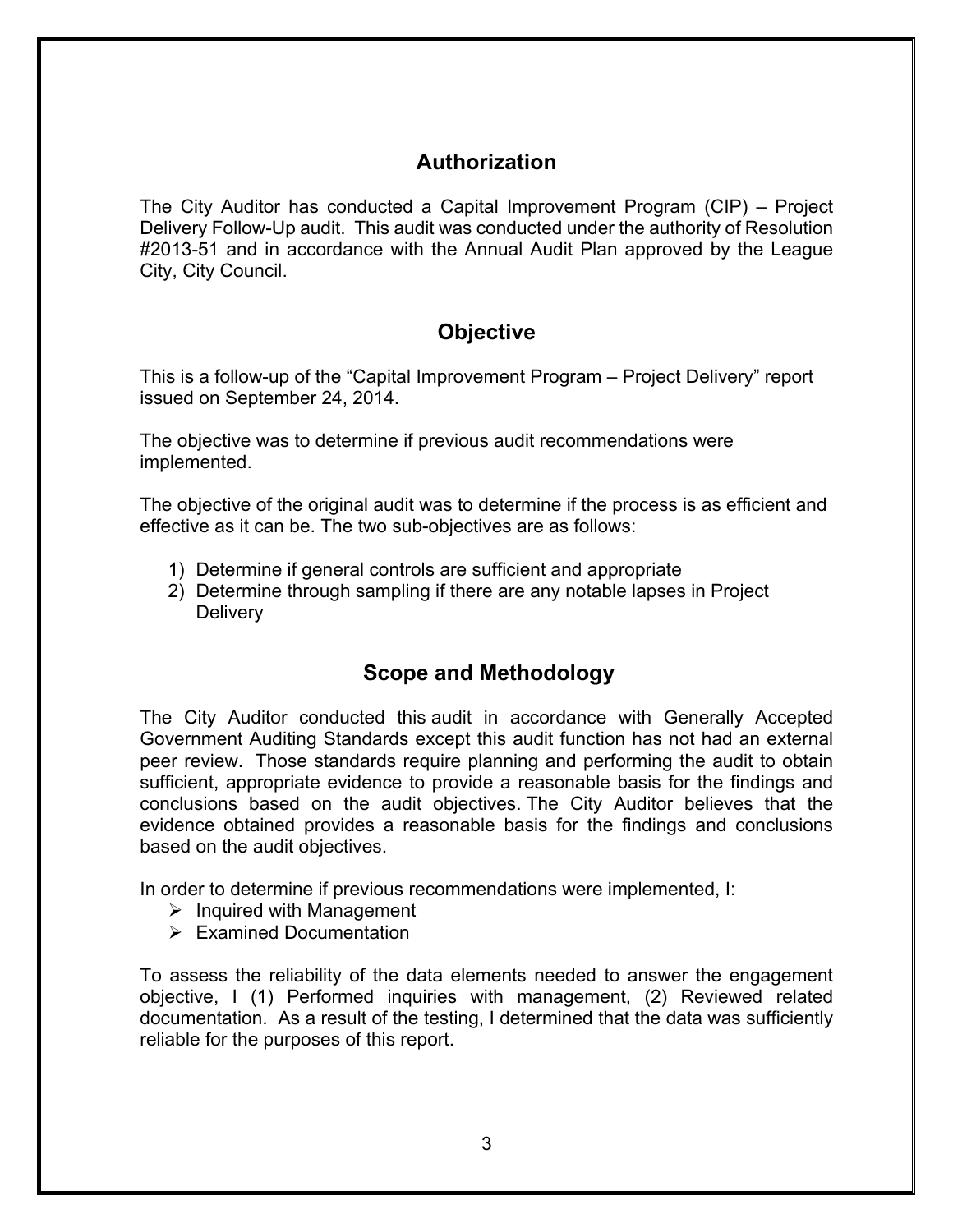## Authorization

The City Auditor has conducted a Capital Improvement Program (CIP) – Project Delivery Follow-Up audit. This audit was conducted under the authority of Resolution #2013-51 and in accordance with the Annual Audit Plan approved by the League City, City Council.

## Objective

This is a follow-up of the "Capital Improvement Program – Project Delivery" report issued on September 24, 2014.

The objective was to determine if previous audit recommendations were implemented.

The objective of the original audit was to determine if the process is as efficient and effective as it can be. The two sub-objectives are as follows:

1) Determine if general controls are sufficient and appropriate
2) Determine through sampling if there are any notable lapses in Project Delivery

## Scope and Methodology

The City Auditor conducted this audit in accordance with Generally Accepted Government Auditing Standards except this audit function has not had an external peer review. Those standards require planning and performing the audit to obtain sufficient, appropriate evidence to provide a reasonable basis for the findings and conclusions based on the audit objectives. The City Auditor believes that the evidence obtained provides a reasonable basis for the findings and conclusions based on the audit objectives.

In order to determine if previous recommendations were implemented, I:

- Inquired with Management
- Examined Documentation

To assess the reliability of the data elements needed to answer the engagement objective, I (1) Performed inquiries with management, (2) Reviewed related documentation. As a result of the testing, I determined that the data was sufficiently reliable for the purposes of this report.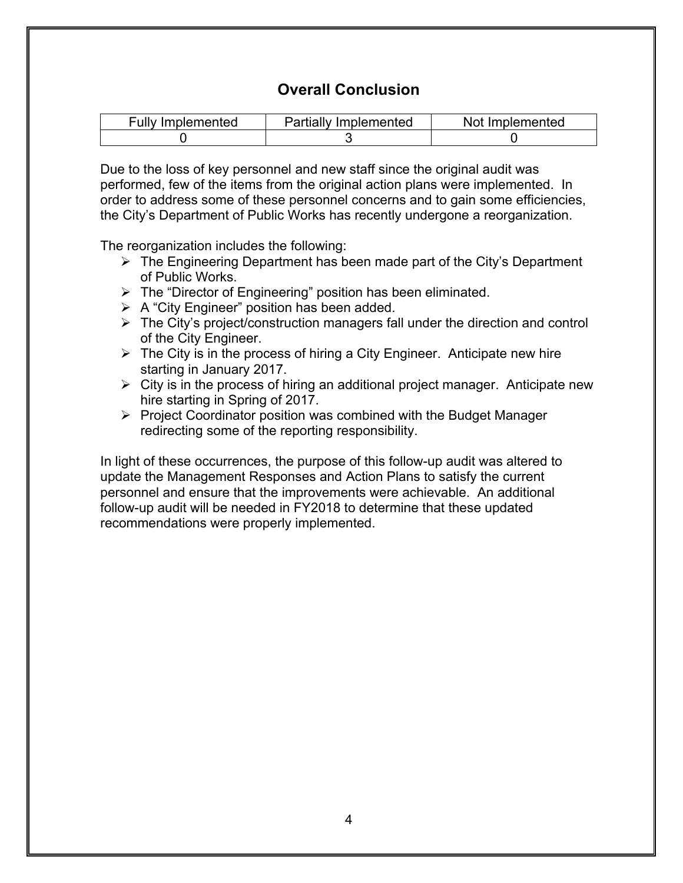## Overall Conclusion

| Fully Implemented | Partially Implemented | Not Implemented |
|---|---|---|
| 0 | 3 | 0 |

Due to the loss of key personnel and new staff since the original audit was performed, few of the items from the original action plans were implemented. In order to address some of these personnel concerns and to gain some efficiencies, the City's Department of Public Works has recently undergone a reorganization.

The reorganization includes the following:

- The Engineering Department has been made part of the City's Department of Public Works.
- The "Director of Engineering" position has been eliminated.
- A "City Engineer" position has been added.
- The City's project/construction managers fall under the direction and control of the City Engineer.
- The City is in the process of hiring a City Engineer. Anticipate new hire starting in January 2017.
- City is in the process of hiring an additional project manager. Anticipate new hire starting in Spring of 2017.
- Project Coordinator position was combined with the Budget Manager redirecting some of the reporting responsibility.

In light of these occurrences, the purpose of this follow-up audit was altered to update the Management Responses and Action Plans to satisfy the current personnel and ensure that the improvements were achievable. An additional follow-up audit will be needed in FY2018 to determine that these updated recommendations were properly implemented.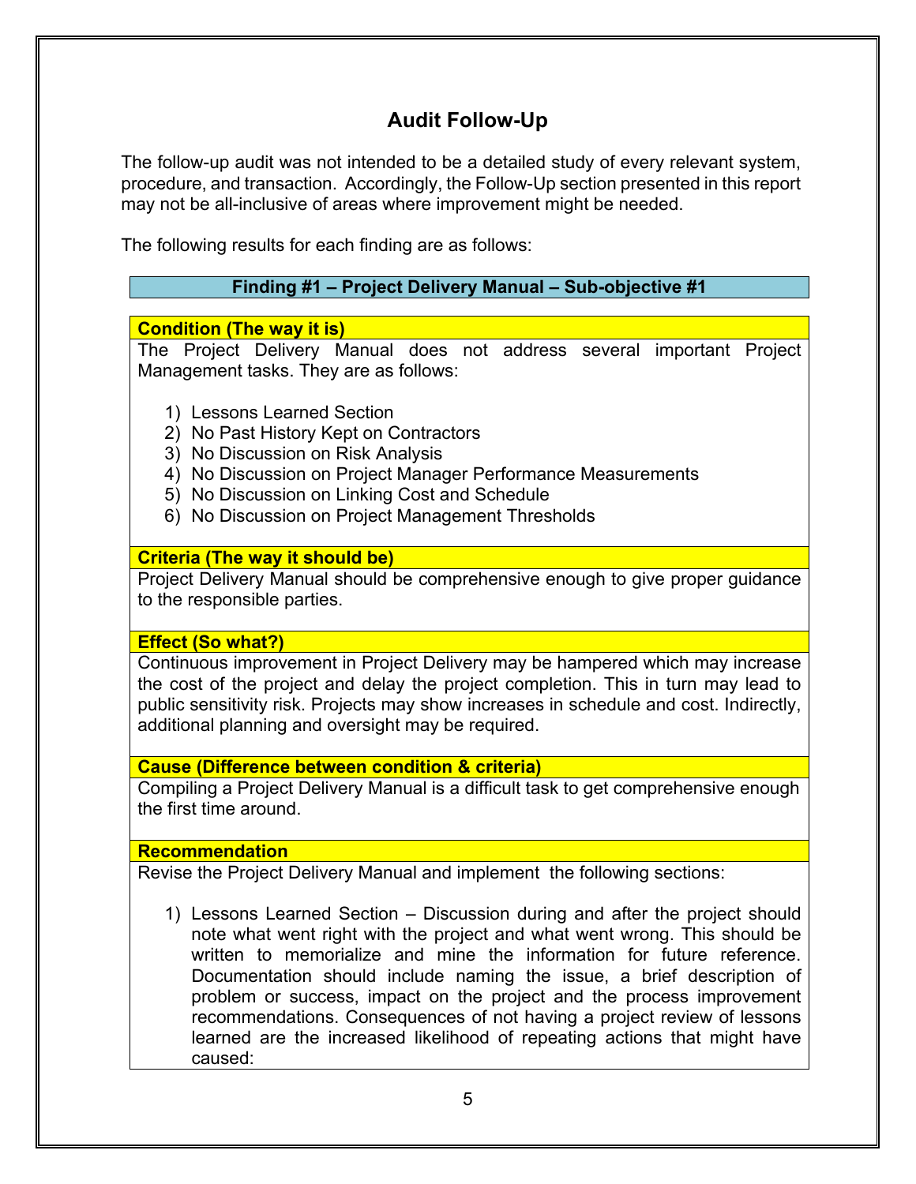## Audit Follow-Up

The follow-up audit was not intended to be a detailed study of every relevant system, procedure, and transaction. Accordingly, the Follow-Up section presented in this report may not be all-inclusive of areas where improvement might be needed.

The following results for each finding are as follows:

### Finding #1 – Project Delivery Manual – Sub-objective #1

**Condition (The way it is)**

The Project Delivery Manual does not address several important Project Management tasks. They are as follows:

1) Lessons Learned Section
2) No Past History Kept on Contractors
3) No Discussion on Risk Analysis
4) No Discussion on Project Manager Performance Measurements
5) No Discussion on Linking Cost and Schedule
6) No Discussion on Project Management Thresholds

**Criteria (The way it should be)**

Project Delivery Manual should be comprehensive enough to give proper guidance to the responsible parties.

**Effect (So what?)**

Continuous improvement in Project Delivery may be hampered which may increase the cost of the project and delay the project completion. This in turn may lead to public sensitivity risk. Projects may show increases in schedule and cost. Indirectly, additional planning and oversight may be required.

**Cause (Difference between condition & criteria)**

Compiling a Project Delivery Manual is a difficult task to get comprehensive enough the first time around.

**Recommendation**

Revise the Project Delivery Manual and implement the following sections:

1) Lessons Learned Section – Discussion during and after the project should note what went right with the project and what went wrong. This should be written to memorialize and mine the information for future reference. Documentation should include naming the issue, a brief description of problem or success, impact on the project and the process improvement recommendations. Consequences of not having a project review of lessons learned are the increased likelihood of repeating actions that might have caused: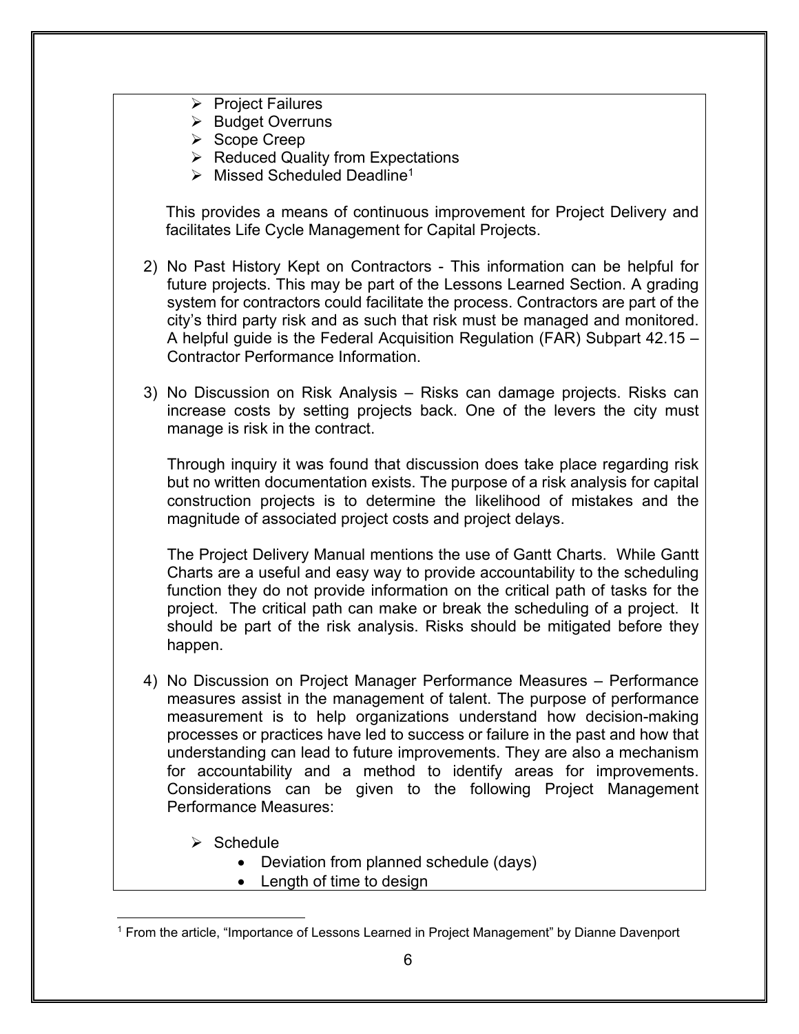- Project Failures
- Budget Overruns
- Scope Creep
- Reduced Quality from Expectations
- Missed Scheduled Deadline[1]

This provides a means of continuous improvement for Project Delivery and facilitates Life Cycle Management for Capital Projects.

2) No Past History Kept on Contractors - This information can be helpful for future projects. This may be part of the Lessons Learned Section. A grading system for contractors could facilitate the process. Contractors are part of the city's third party risk and as such that risk must be managed and monitored. A helpful guide is the Federal Acquisition Regulation (FAR) Subpart 42.15 – Contractor Performance Information.

3) No Discussion on Risk Analysis – Risks can damage projects. Risks can increase costs by setting projects back. One of the levers the city must manage is risk in the contract.

   Through inquiry it was found that discussion does take place regarding risk but no written documentation exists. The purpose of a risk analysis for capital construction projects is to determine the likelihood of mistakes and the magnitude of associated project costs and project delays.

   The Project Delivery Manual mentions the use of Gantt Charts. While Gantt Charts are a useful and easy way to provide accountability to the scheduling function they do not provide information on the critical path of tasks for the project. The critical path can make or break the scheduling of a project. It should be part of the risk analysis. Risks should be mitigated before they happen.

4) No Discussion on Project Manager Performance Measures – Performance measures assist in the management of talent. The purpose of performance measurement is to help organizations understand how decision-making processes or practices have led to success or failure in the past and how that understanding can lead to future improvements. They are also a mechanism for accountability and a method to identify areas for improvements. Considerations can be given to the following Project Management Performance Measures:

   - Schedule
     - Deviation from planned schedule (days)
     - Length of time to design

[1] From the article, "Importance of Lessons Learned in Project Management" by Dianne Davenport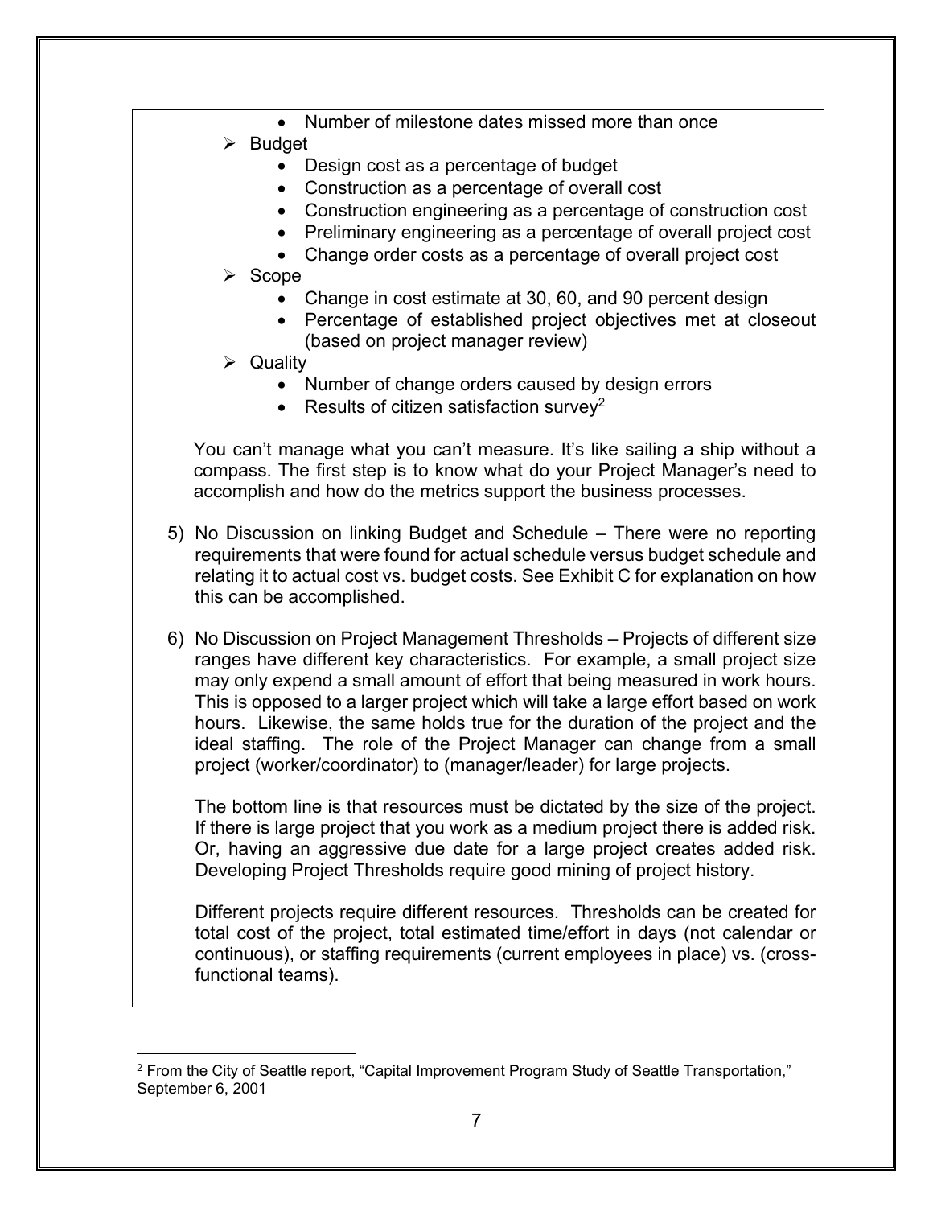- Number of milestone dates missed more than once
- Budget
    - Design cost as a percentage of budget
    - Construction as a percentage of overall cost
    - Construction engineering as a percentage of construction cost
    - Preliminary engineering as a percentage of overall project cost
    - Change order costs as a percentage of overall project cost
- Scope
    - Change in cost estimate at 30, 60, and 90 percent design
    - Percentage of established project objectives met at closeout (based on project manager review)
- Quality
    - Number of change orders caused by design errors
    - Results of citizen satisfaction survey[2]

You can't manage what you can't measure. It's like sailing a ship without a compass. The first step is to know what do your Project Manager's need to accomplish and how do the metrics support the business processes.

5) No Discussion on linking Budget and Schedule – There were no reporting requirements that were found for actual schedule versus budget schedule and relating it to actual cost vs. budget costs. See Exhibit C for explanation on how this can be accomplished.

6) No Discussion on Project Management Thresholds – Projects of different size ranges have different key characteristics. For example, a small project size may only expend a small amount of effort that being measured in work hours. This is opposed to a larger project which will take a large effort based on work hours. Likewise, the same holds true for the duration of the project and the ideal staffing. The role of the Project Manager can change from a small project (worker/coordinator) to (manager/leader) for large projects.

   The bottom line is that resources must be dictated by the size of the project. If there is large project that you work as a medium project there is added risk. Or, having an aggressive due date for a large project creates added risk. Developing Project Thresholds require good mining of project history.

   Different projects require different resources. Thresholds can be created for total cost of the project, total estimated time/effort in days (not calendar or continuous), or staffing requirements (current employees in place) vs. (cross-functional teams).

---

[2] From the City of Seattle report, "Capital Improvement Program Study of Seattle Transportation," September 6, 2001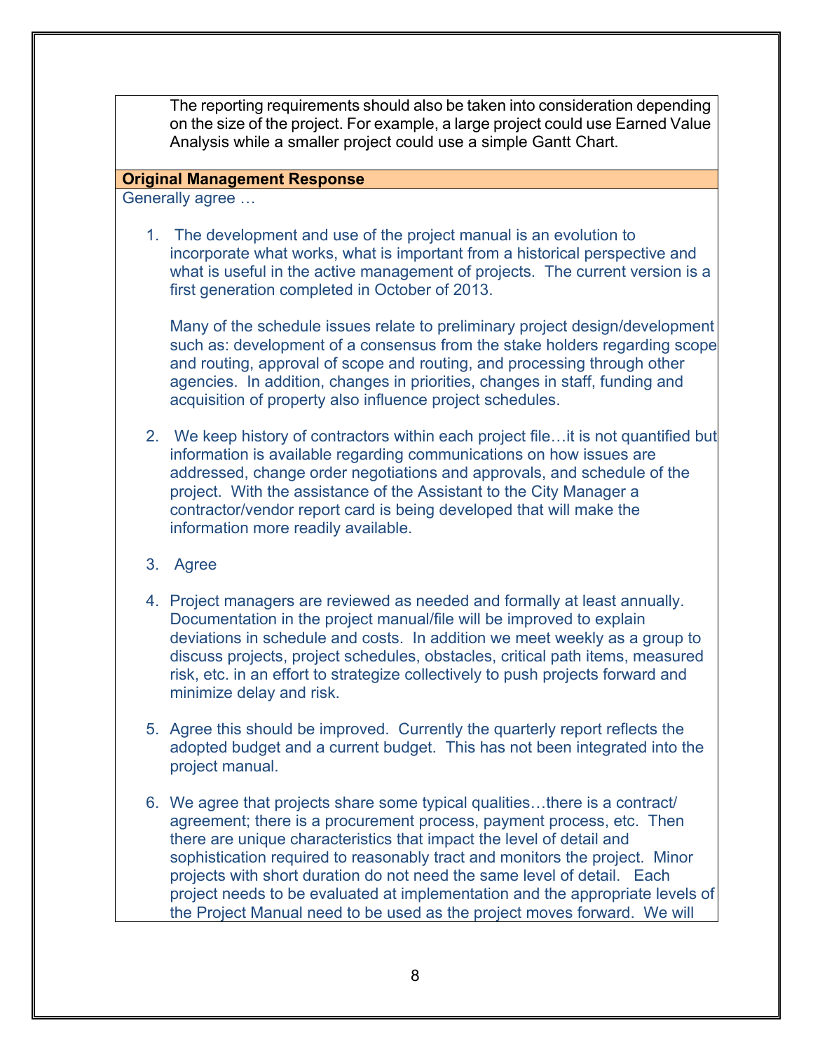The reporting requirements should also be taken into consideration depending on the size of the project. For example, a large project could use Earned Value Analysis while a smaller project could use a simple Gantt Chart.

**Original Management Response**

Generally agree …

1. The development and use of the project manual is an evolution to incorporate what works, what is important from a historical perspective and what is useful in the active management of projects. The current version is a first generation completed in October of 2013.

   Many of the schedule issues relate to preliminary project design/development such as: development of a consensus from the stake holders regarding scope and routing, approval of scope and routing, and processing through other agencies. In addition, changes in priorities, changes in staff, funding and acquisition of property also influence project schedules.

2. We keep history of contractors within each project file…it is not quantified but information is available regarding communications on how issues are addressed, change order negotiations and approvals, and schedule of the project. With the assistance of the Assistant to the City Manager a contractor/vendor report card is being developed that will make the information more readily available.

3. Agree

4. Project managers are reviewed as needed and formally at least annually. Documentation in the project manual/file will be improved to explain deviations in schedule and costs. In addition we meet weekly as a group to discuss projects, project schedules, obstacles, critical path items, measured risk, etc. in an effort to strategize collectively to push projects forward and minimize delay and risk.

5. Agree this should be improved. Currently the quarterly report reflects the adopted budget and a current budget. This has not been integrated into the project manual.

6. We agree that projects share some typical qualities…there is a contract/agreement; there is a procurement process, payment process, etc. Then there are unique characteristics that impact the level of detail and sophistication required to reasonably tract and monitors the project. Minor projects with short duration do not need the same level of detail. Each project needs to be evaluated at implementation and the appropriate levels of the Project Manual need to be used as the project moves forward. We will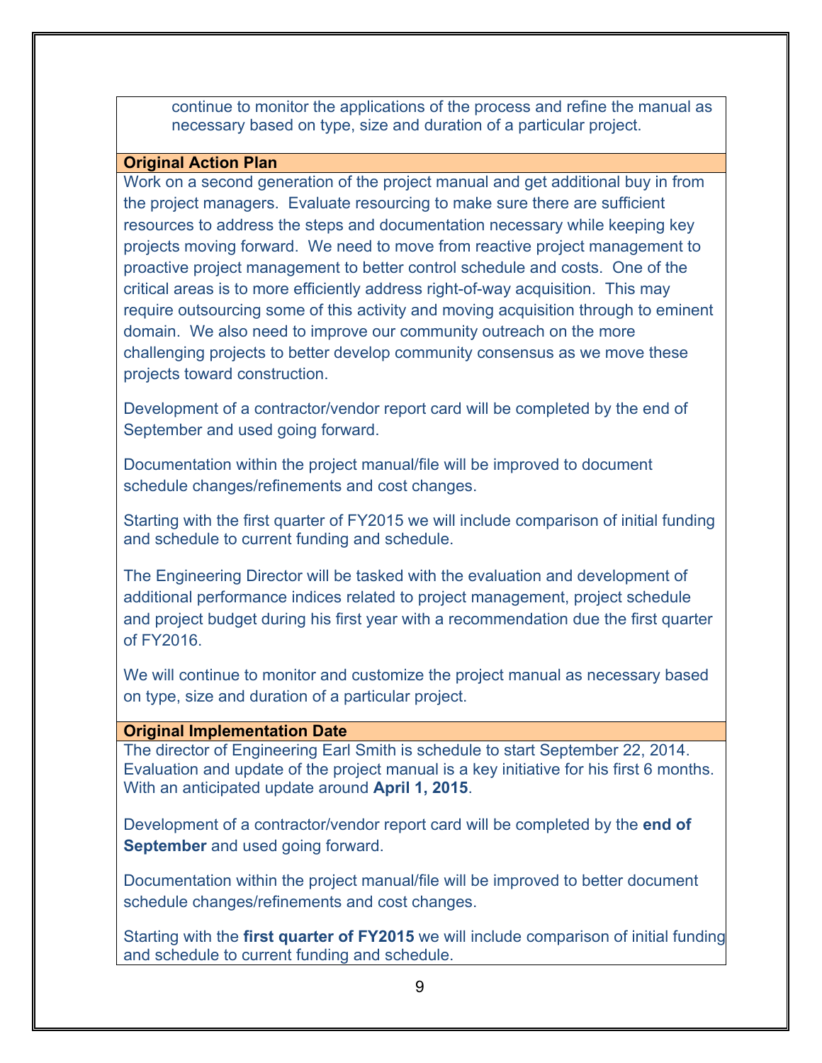continue to monitor the applications of the process and refine the manual as necessary based on type, size and duration of a particular project.

**Original Action Plan**

Work on a second generation of the project manual and get additional buy in from the project managers. Evaluate resourcing to make sure there are sufficient resources to address the steps and documentation necessary while keeping key projects moving forward. We need to move from reactive project management to proactive project management to better control schedule and costs. One of the critical areas is to more efficiently address right-of-way acquisition. This may require outsourcing some of this activity and moving acquisition through to eminent domain. We also need to improve our community outreach on the more challenging projects to better develop community consensus as we move these projects toward construction.

Development of a contractor/vendor report card will be completed by the end of September and used going forward.

Documentation within the project manual/file will be improved to document schedule changes/refinements and cost changes.

Starting with the first quarter of FY2015 we will include comparison of initial funding and schedule to current funding and schedule.

The Engineering Director will be tasked with the evaluation and development of additional performance indices related to project management, project schedule and project budget during his first year with a recommendation due the first quarter of FY2016.

We will continue to monitor and customize the project manual as necessary based on type, size and duration of a particular project.

**Original Implementation Date**

The director of Engineering Earl Smith is schedule to start September 22, 2014. Evaluation and update of the project manual is a key initiative for his first 6 months. With an anticipated update around **April 1, 2015**.

Development of a contractor/vendor report card will be completed by the **end of September** and used going forward.

Documentation within the project manual/file will be improved to better document schedule changes/refinements and cost changes.

Starting with the **first quarter of FY2015** we will include comparison of initial funding and schedule to current funding and schedule.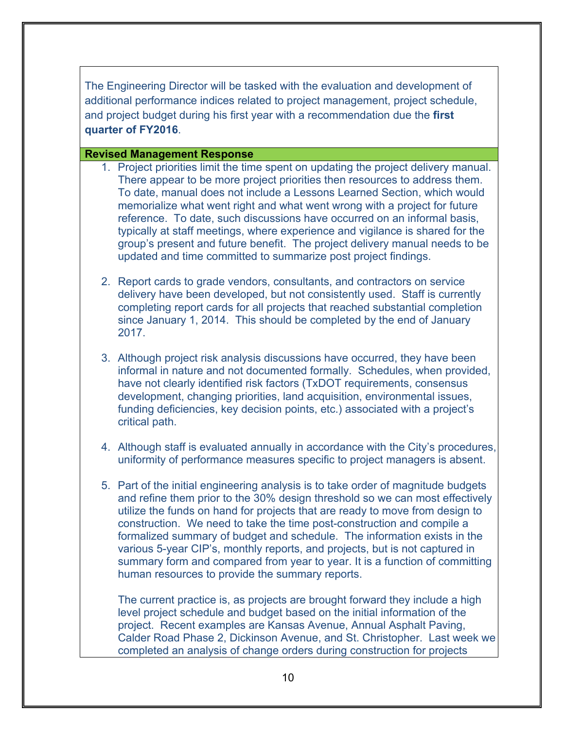The Engineering Director will be tasked with the evaluation and development of additional performance indices related to project management, project schedule, and project budget during his first year with a recommendation due the **first quarter of FY2016**.

**Revised Management Response**

1. Project priorities limit the time spent on updating the project delivery manual. There appear to be more project priorities then resources to address them. To date, manual does not include a Lessons Learned Section, which would memorialize what went right and what went wrong with a project for future reference. To date, such discussions have occurred on an informal basis, typically at staff meetings, where experience and vigilance is shared for the group's present and future benefit. The project delivery manual needs to be updated and time committed to summarize post project findings.

2. Report cards to grade vendors, consultants, and contractors on service delivery have been developed, but not consistently used. Staff is currently completing report cards for all projects that reached substantial completion since January 1, 2014. This should be completed by the end of January 2017.

3. Although project risk analysis discussions have occurred, they have been informal in nature and not documented formally. Schedules, when provided, have not clearly identified risk factors (TxDOT requirements, consensus development, changing priorities, land acquisition, environmental issues, funding deficiencies, key decision points, etc.) associated with a project's critical path.

4. Although staff is evaluated annually in accordance with the City's procedures, uniformity of performance measures specific to project managers is absent.

5. Part of the initial engineering analysis is to take order of magnitude budgets and refine them prior to the 30% design threshold so we can most effectively utilize the funds on hand for projects that are ready to move from design to construction. We need to take the time post-construction and compile a formalized summary of budget and schedule. The information exists in the various 5-year CIP's, monthly reports, and projects, but is not captured in summary form and compared from year to year. It is a function of committing human resources to provide the summary reports.

   The current practice is, as projects are brought forward they include a high level project schedule and budget based on the initial information of the project. Recent examples are Kansas Avenue, Annual Asphalt Paving, Calder Road Phase 2, Dickinson Avenue, and St. Christopher. Last week we completed an analysis of change orders during construction for projects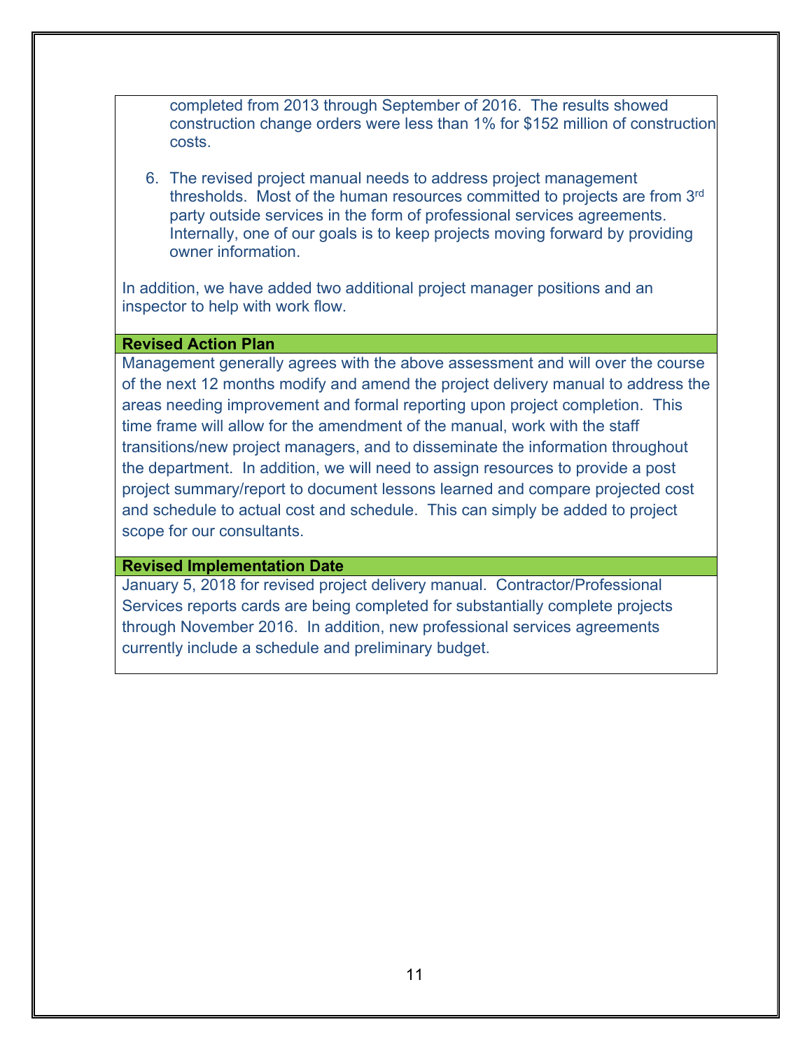completed from 2013 through September of 2016. The results showed construction change orders were less than 1% for $152 million of construction costs.

6. The revised project manual needs to address project management thresholds. Most of the human resources committed to projects are from 3rd party outside services in the form of professional services agreements. Internally, one of our goals is to keep projects moving forward by providing owner information.

In addition, we have added two additional project manager positions and an inspector to help with work flow.

**Revised Action Plan**

Management generally agrees with the above assessment and will over the course of the next 12 months modify and amend the project delivery manual to address the areas needing improvement and formal reporting upon project completion. This time frame will allow for the amendment of the manual, work with the staff transitions/new project managers, and to disseminate the information throughout the department. In addition, we will need to assign resources to provide a post project summary/report to document lessons learned and compare projected cost and schedule to actual cost and schedule. This can simply be added to project scope for our consultants.

**Revised Implementation Date**

January 5, 2018 for revised project delivery manual. Contractor/Professional Services reports cards are being completed for substantially complete projects through November 2016. In addition, new professional services agreements currently include a schedule and preliminary budget.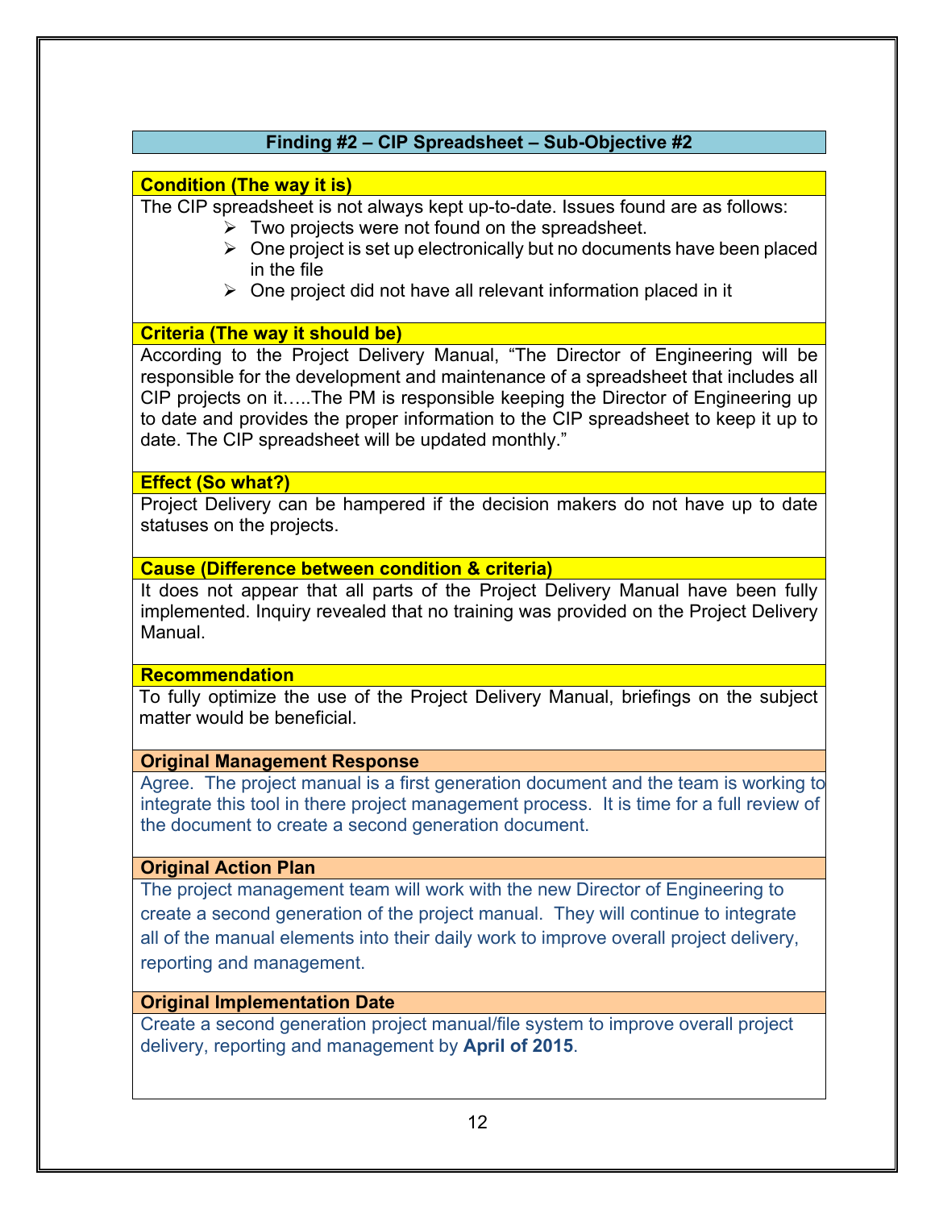## Finding #2 – CIP Spreadsheet – Sub-Objective #2

**Condition (The way it is)**

The CIP spreadsheet is not always kept up-to-date. Issues found are as follows:

- Two projects were not found on the spreadsheet.
- One project is set up electronically but no documents have been placed in the file
- One project did not have all relevant information placed in it

**Criteria (The way it should be)**

According to the Project Delivery Manual, "The Director of Engineering will be responsible for the development and maintenance of a spreadsheet that includes all CIP projects on it…..The PM is responsible keeping the Director of Engineering up to date and provides the proper information to the CIP spreadsheet to keep it up to date. The CIP spreadsheet will be updated monthly."

**Effect (So what?)**

Project Delivery can be hampered if the decision makers do not have up to date statuses on the projects.

**Cause (Difference between condition & criteria)**

It does not appear that all parts of the Project Delivery Manual have been fully implemented. Inquiry revealed that no training was provided on the Project Delivery Manual.

**Recommendation**

To fully optimize the use of the Project Delivery Manual, briefings on the subject matter would be beneficial.

**Original Management Response**

Agree. The project manual is a first generation document and the team is working to integrate this tool in there project management process. It is time for a full review of the document to create a second generation document.

**Original Action Plan**

The project management team will work with the new Director of Engineering to create a second generation of the project manual. They will continue to integrate all of the manual elements into their daily work to improve overall project delivery, reporting and management.

**Original Implementation Date**

Create a second generation project manual/file system to improve overall project delivery, reporting and management by **April of 2015**.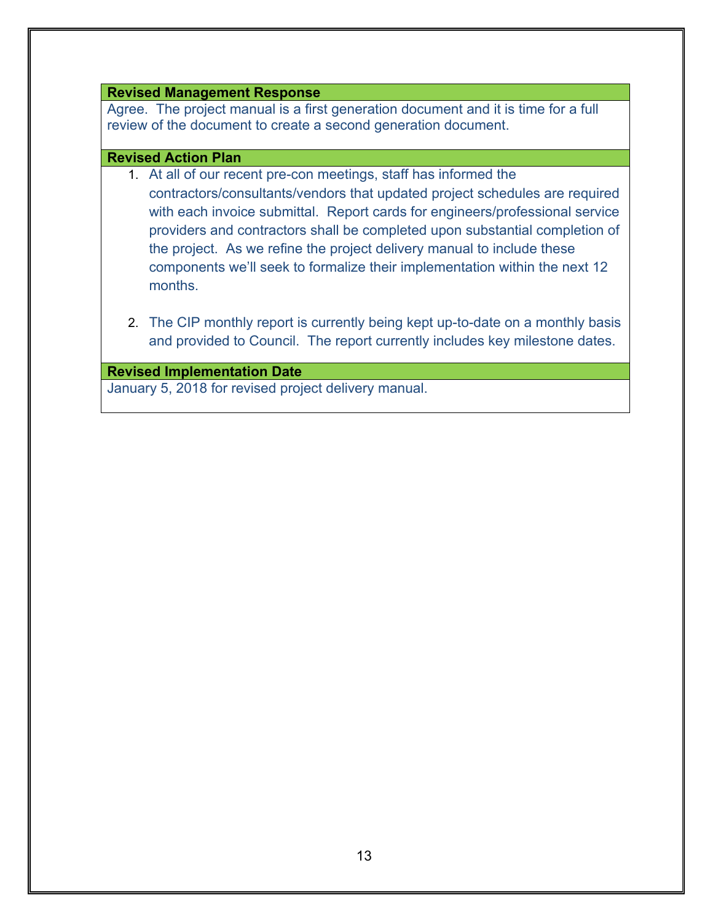**Revised Management Response**

Agree. The project manual is a first generation document and it is time for a full review of the document to create a second generation document.

**Revised Action Plan**

1. At all of our recent pre-con meetings, staff has informed the contractors/consultants/vendors that updated project schedules are required with each invoice submittal. Report cards for engineers/professional service providers and contractors shall be completed upon substantial completion of the project. As we refine the project delivery manual to include these components we'll seek to formalize their implementation within the next 12 months.

2. The CIP monthly report is currently being kept up-to-date on a monthly basis and provided to Council. The report currently includes key milestone dates.

**Revised Implementation Date**

January 5, 2018 for revised project delivery manual.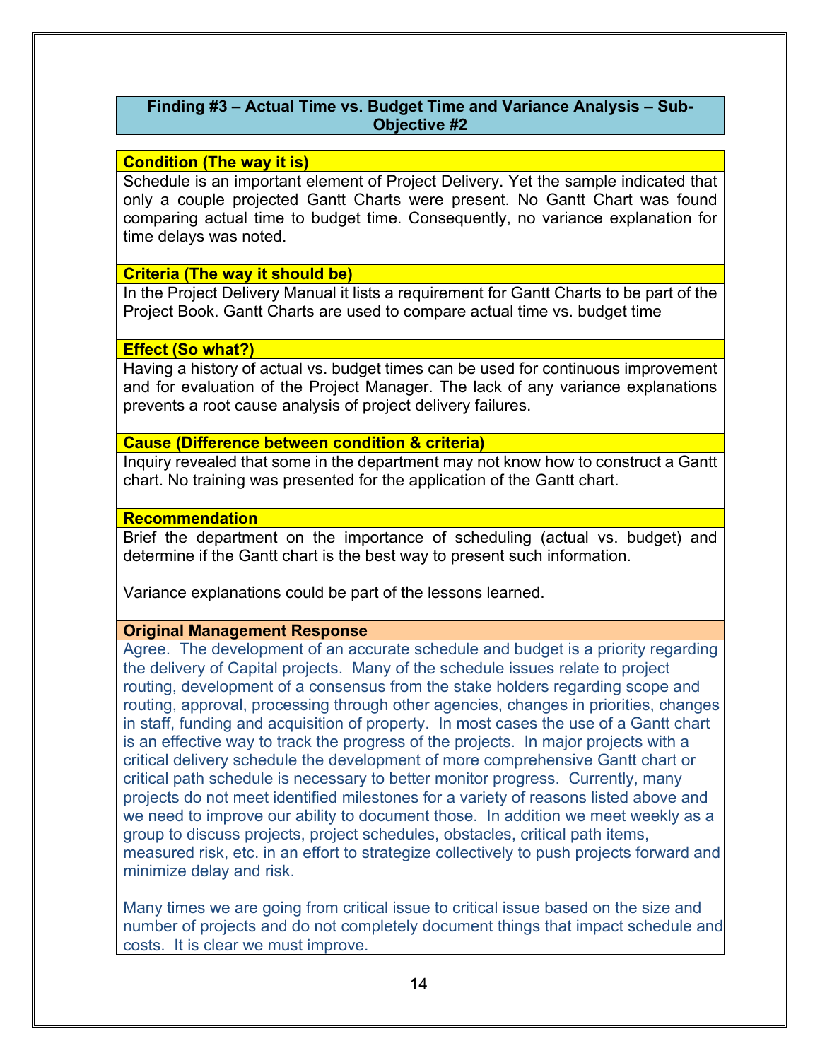## Finding #3 – Actual Time vs. Budget Time and Variance Analysis – Sub-Objective #2

**Condition (The way it is)**

Schedule is an important element of Project Delivery. Yet the sample indicated that only a couple projected Gantt Charts were present. No Gantt Chart was found comparing actual time to budget time. Consequently, no variance explanation for time delays was noted.

**Criteria (The way it should be)**

In the Project Delivery Manual it lists a requirement for Gantt Charts to be part of the Project Book. Gantt Charts are used to compare actual time vs. budget time

**Effect (So what?)**

Having a history of actual vs. budget times can be used for continuous improvement and for evaluation of the Project Manager. The lack of any variance explanations prevents a root cause analysis of project delivery failures.

**Cause (Difference between condition & criteria)**

Inquiry revealed that some in the department may not know how to construct a Gantt chart. No training was presented for the application of the Gantt chart.

**Recommendation**

Brief the department on the importance of scheduling (actual vs. budget) and determine if the Gantt chart is the best way to present such information.

Variance explanations could be part of the lessons learned.

**Original Management Response**

Agree. The development of an accurate schedule and budget is a priority regarding the delivery of Capital projects. Many of the schedule issues relate to project routing, development of a consensus from the stake holders regarding scope and routing, approval, processing through other agencies, changes in priorities, changes in staff, funding and acquisition of property. In most cases the use of a Gantt chart is an effective way to track the progress of the projects. In major projects with a critical delivery schedule the development of more comprehensive Gantt chart or critical path schedule is necessary to better monitor progress. Currently, many projects do not meet identified milestones for a variety of reasons listed above and we need to improve our ability to document those. In addition we meet weekly as a group to discuss projects, project schedules, obstacles, critical path items, measured risk, etc. in an effort to strategize collectively to push projects forward and minimize delay and risk.

Many times we are going from critical issue to critical issue based on the size and number of projects and do not completely document things that impact schedule and costs. It is clear we must improve.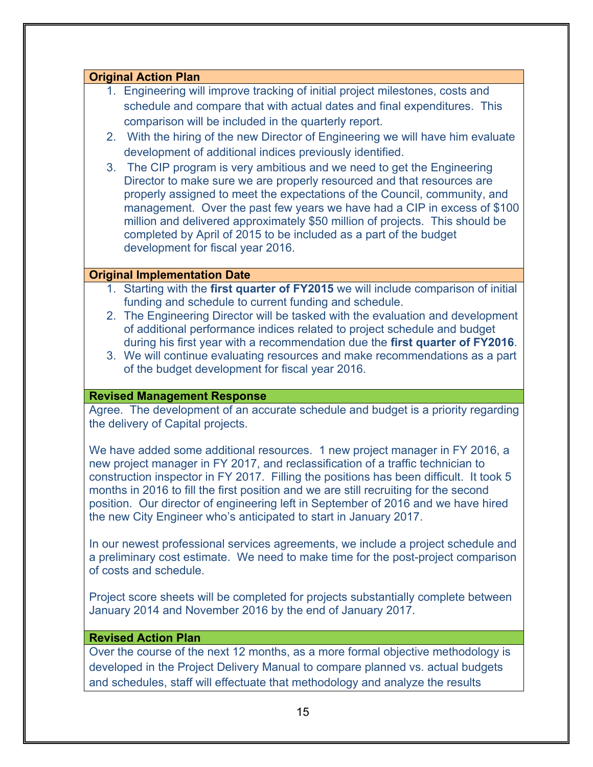**Original Action Plan**

1. Engineering will improve tracking of initial project milestones, costs and schedule and compare that with actual dates and final expenditures. This comparison will be included in the quarterly report.
2. With the hiring of the new Director of Engineering we will have him evaluate development of additional indices previously identified.
3. The CIP program is very ambitious and we need to get the Engineering Director to make sure we are properly resourced and that resources are properly assigned to meet the expectations of the Council, community, and management. Over the past few years we have had a CIP in excess of $100 million and delivered approximately $50 million of projects. This should be completed by April of 2015 to be included as a part of the budget development for fiscal year 2016.

**Original Implementation Date**

1. Starting with the **first quarter of FY2015** we will include comparison of initial funding and schedule to current funding and schedule.
2. The Engineering Director will be tasked with the evaluation and development of additional performance indices related to project schedule and budget during his first year with a recommendation due the **first quarter of FY2016**.
3. We will continue evaluating resources and make recommendations as a part of the budget development for fiscal year 2016.

**Revised Management Response**

Agree. The development of an accurate schedule and budget is a priority regarding the delivery of Capital projects.

We have added some additional resources. 1 new project manager in FY 2016, a new project manager in FY 2017, and reclassification of a traffic technician to construction inspector in FY 2017. Filling the positions has been difficult. It took 5 months in 2016 to fill the first position and we are still recruiting for the second position. Our director of engineering left in September of 2016 and we have hired the new City Engineer who's anticipated to start in January 2017.

In our newest professional services agreements, we include a project schedule and a preliminary cost estimate. We need to make time for the post-project comparison of costs and schedule.

Project score sheets will be completed for projects substantially complete between January 2014 and November 2016 by the end of January 2017.

**Revised Action Plan**

Over the course of the next 12 months, as a more formal objective methodology is developed in the Project Delivery Manual to compare planned vs. actual budgets and schedules, staff will effectuate that methodology and analyze the results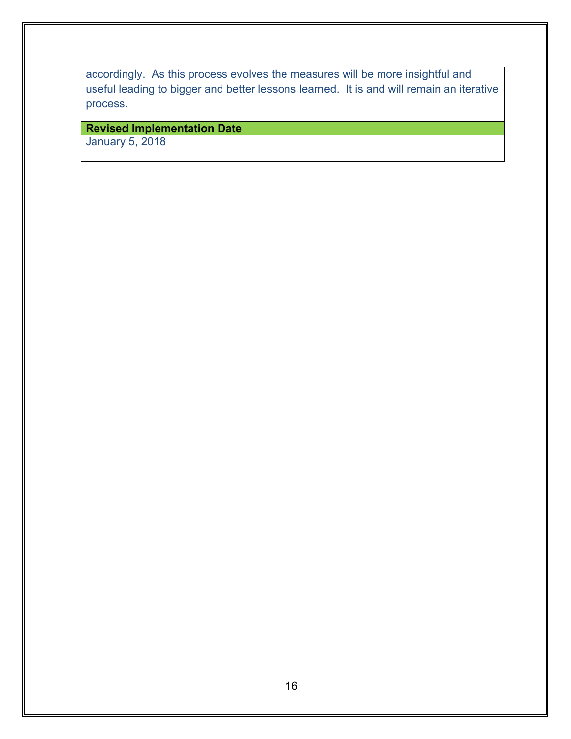accordingly. As this process evolves the measures will be more insightful and useful leading to bigger and better lessons learned. It is and will remain an iterative process.

**Revised Implementation Date**

January 5, 2018